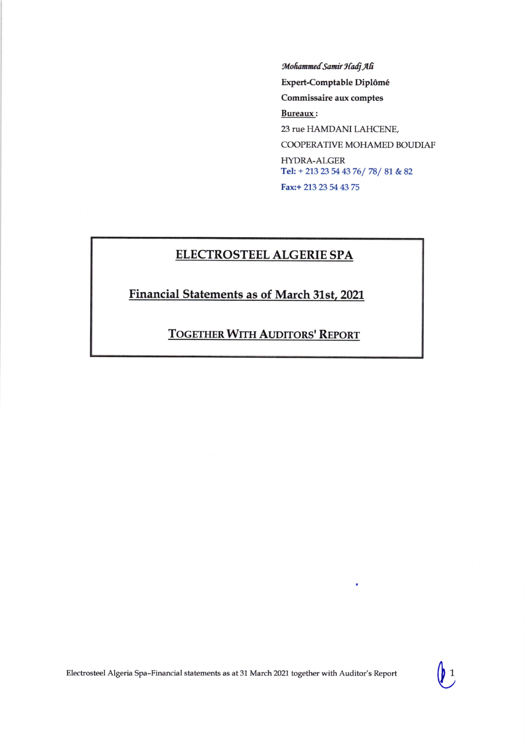*Mohammed Samir Hadj Ali*

**Expert-Comptable Diplômé**

**Commissaire aux comptes**

**Bureaux :**

23 rue HAMDANI LAHCENE,

COOPERATIVE MOHAMED BOUDIAF

HYDRA-ALGER

**Tel:** + 213 23 54 43 76/ 78/ 81 & 82

**Fax:**+ 213 23 54 43 75

# ELECTROSTEEL ALGERIE SPA

## Financial Statements as of March 31st, 2021

### TOGETHER WITH AUDITORS' REPORT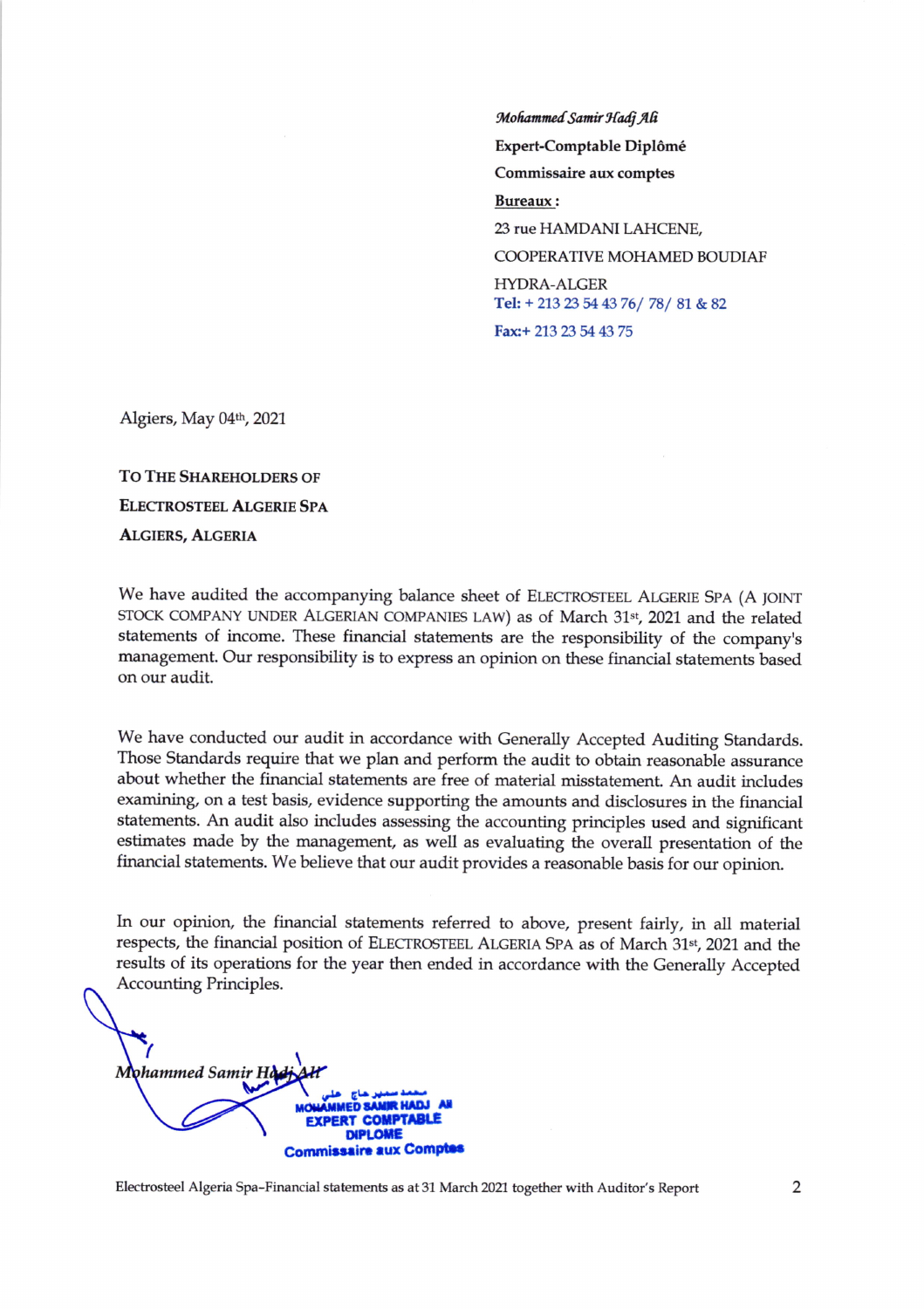*Mohammed Samir Hadj Ali*

**Expert-Comptable Diplômé**

**Commissaire aux comptes**

**Bureaux :**

23 rue HAMDANI LAHCENE,

COOPERATIVE MOHAMED BOUDIAF

HYDRA-ALGER

**Tel:** + 213 23 54 43 76/ 78/ 81 & 82

**Fax:**+ 213 23 54 43 75

Algiers, May 04th, 2021

**TO THE SHAREHOLDERS OF**

**ELECTROSTEEL ALGERIE SPA**

**ALGIERS, ALGERIA**

We have audited the accompanying balance sheet of ELECTROSTEEL ALGERIE SPA (A JOINT STOCK COMPANY UNDER ALGERIAN COMPANIES LAW) as of March 31st, 2021 and the related statements of income. These financial statements are the responsibility of the company's management. Our responsibility is to express an opinion on these financial statements based on our audit.

We have conducted our audit in accordance with Generally Accepted Auditing Standards. Those Standards require that we plan and perform the audit to obtain reasonable assurance about whether the financial statements are free of material misstatement. An audit includes examining, on a test basis, evidence supporting the amounts and disclosures in the financial statements. An audit also includes assessing the accounting principles used and significant estimates made by the management, as well as evaluating the overall presentation of the financial statements. We believe that our audit provides a reasonable basis for our opinion.

In our opinion, the financial statements referred to above, present fairly, in all material respects, the financial position of ELECTROSTEEL ALGERIA SPA as of March 31st, 2021 and the results of its operations for the year then ended in accordance with the Generally Accepted Accounting Principles.

*Mohammed Samir Hadj Ali*

محمد سمير حاج علي
MOHAMMED SAMIR HADJ ALI
EXPERT COMPTABLE
DIPLOME
Commissaire aux Comptes

Electrosteel Algeria Spa–Financial statements as at 31 March 2021 together with Auditor's Report